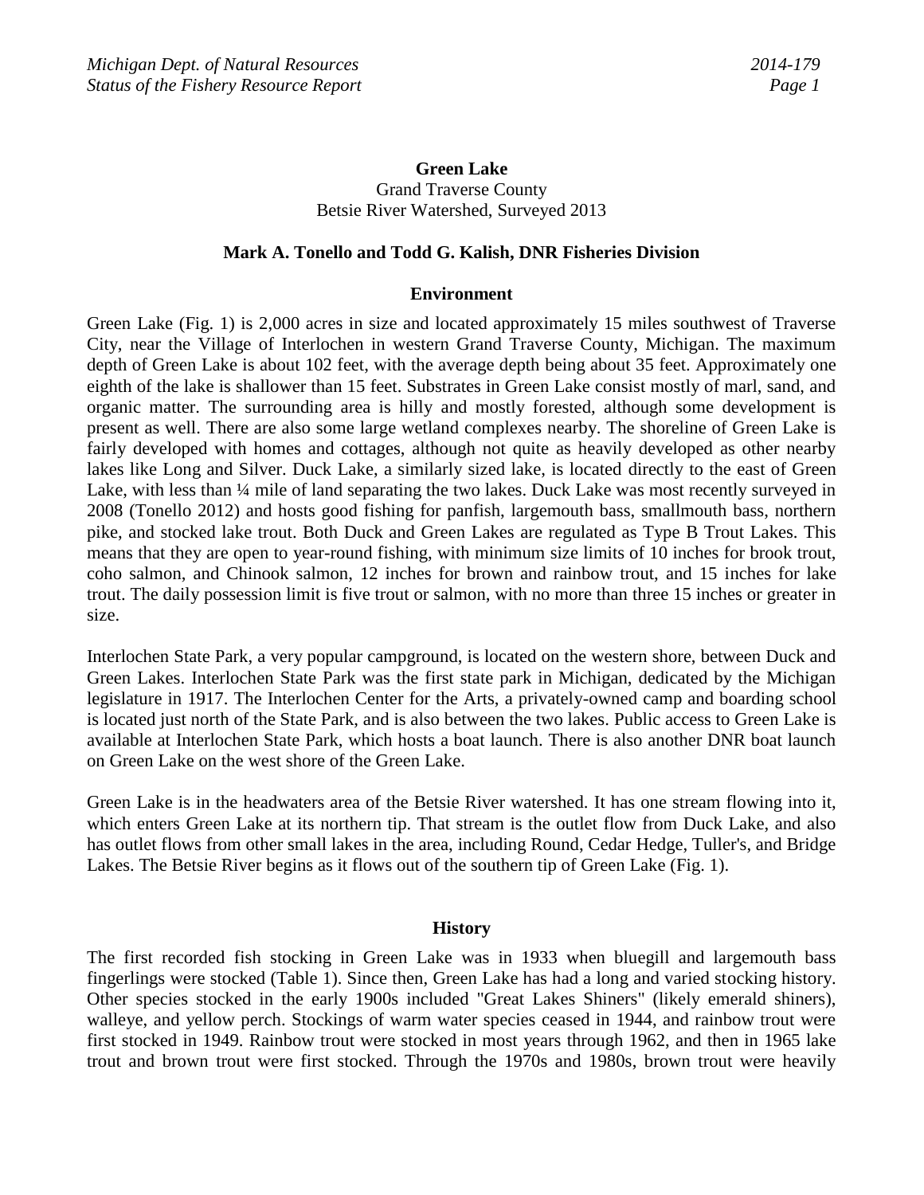# Green Lake

Grand Traverse County
Betsie River Watershed, Surveyed 2013

**Mark A. Tonello and Todd G. Kalish, DNR Fisheries Division**

## Environment

Green Lake (Fig. 1) is 2,000 acres in size and located approximately 15 miles southwest of Traverse City, near the Village of Interlochen in western Grand Traverse County, Michigan. The maximum depth of Green Lake is about 102 feet, with the average depth being about 35 feet. Approximately one eighth of the lake is shallower than 15 feet. Substrates in Green Lake consist mostly of marl, sand, and organic matter. The surrounding area is hilly and mostly forested, although some development is present as well. There are also some large wetland complexes nearby. The shoreline of Green Lake is fairly developed with homes and cottages, although not quite as heavily developed as other nearby lakes like Long and Silver. Duck Lake, a similarly sized lake, is located directly to the east of Green Lake, with less than ¼ mile of land separating the two lakes. Duck Lake was most recently surveyed in 2008 (Tonello 2012) and hosts good fishing for panfish, largemouth bass, smallmouth bass, northern pike, and stocked lake trout. Both Duck and Green Lakes are regulated as Type B Trout Lakes. This means that they are open to year-round fishing, with minimum size limits of 10 inches for brook trout, coho salmon, and Chinook salmon, 12 inches for brown and rainbow trout, and 15 inches for lake trout. The daily possession limit is five trout or salmon, with no more than three 15 inches or greater in size.

Interlochen State Park, a very popular campground, is located on the western shore, between Duck and Green Lakes. Interlochen State Park was the first state park in Michigan, dedicated by the Michigan legislature in 1917. The Interlochen Center for the Arts, a privately-owned camp and boarding school is located just north of the State Park, and is also between the two lakes. Public access to Green Lake is available at Interlochen State Park, which hosts a boat launch. There is also another DNR boat launch on Green Lake on the west shore of the Green Lake.

Green Lake is in the headwaters area of the Betsie River watershed. It has one stream flowing into it, which enters Green Lake at its northern tip. That stream is the outlet flow from Duck Lake, and also has outlet flows from other small lakes in the area, including Round, Cedar Hedge, Tuller's, and Bridge Lakes. The Betsie River begins as it flows out of the southern tip of Green Lake (Fig. 1).

## History

The first recorded fish stocking in Green Lake was in 1933 when bluegill and largemouth bass fingerlings were stocked (Table 1). Since then, Green Lake has had a long and varied stocking history. Other species stocked in the early 1900s included "Great Lakes Shiners" (likely emerald shiners), walleye, and yellow perch. Stockings of warm water species ceased in 1944, and rainbow trout were first stocked in 1949. Rainbow trout were stocked in most years through 1962, and then in 1965 lake trout and brown trout were first stocked. Through the 1970s and 1980s, brown trout were heavily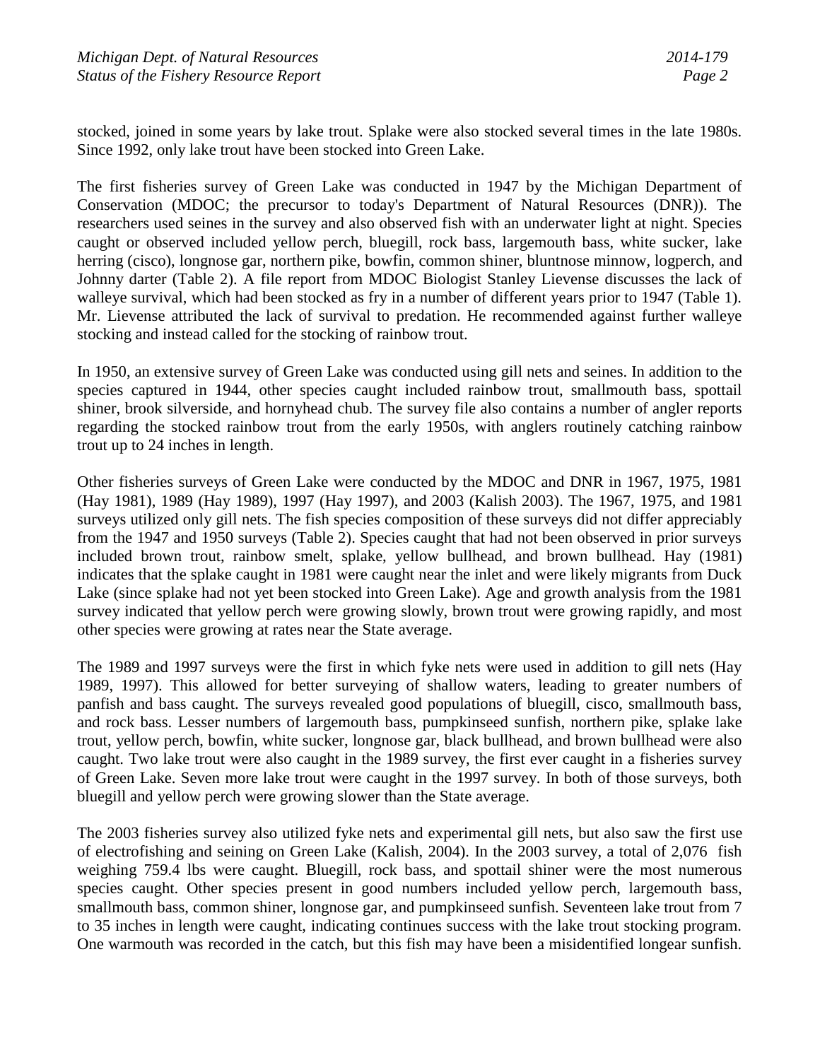stocked, joined in some years by lake trout. Splake were also stocked several times in the late 1980s. Since 1992, only lake trout have been stocked into Green Lake.

The first fisheries survey of Green Lake was conducted in 1947 by the Michigan Department of Conservation (MDOC; the precursor to today's Department of Natural Resources (DNR)). The researchers used seines in the survey and also observed fish with an underwater light at night. Species caught or observed included yellow perch, bluegill, rock bass, largemouth bass, white sucker, lake herring (cisco), longnose gar, northern pike, bowfin, common shiner, bluntnose minnow, logperch, and Johnny darter (Table 2). A file report from MDOC Biologist Stanley Lievense discusses the lack of walleye survival, which had been stocked as fry in a number of different years prior to 1947 (Table 1). Mr. Lievense attributed the lack of survival to predation. He recommended against further walleye stocking and instead called for the stocking of rainbow trout.

In 1950, an extensive survey of Green Lake was conducted using gill nets and seines. In addition to the species captured in 1944, other species caught included rainbow trout, smallmouth bass, spottail shiner, brook silverside, and hornyhead chub. The survey file also contains a number of angler reports regarding the stocked rainbow trout from the early 1950s, with anglers routinely catching rainbow trout up to 24 inches in length.

Other fisheries surveys of Green Lake were conducted by the MDOC and DNR in 1967, 1975, 1981 (Hay 1981), 1989 (Hay 1989), 1997 (Hay 1997), and 2003 (Kalish 2003). The 1967, 1975, and 1981 surveys utilized only gill nets. The fish species composition of these surveys did not differ appreciably from the 1947 and 1950 surveys (Table 2). Species caught that had not been observed in prior surveys included brown trout, rainbow smelt, splake, yellow bullhead, and brown bullhead. Hay (1981) indicates that the splake caught in 1981 were caught near the inlet and were likely migrants from Duck Lake (since splake had not yet been stocked into Green Lake). Age and growth analysis from the 1981 survey indicated that yellow perch were growing slowly, brown trout were growing rapidly, and most other species were growing at rates near the State average.

The 1989 and 1997 surveys were the first in which fyke nets were used in addition to gill nets (Hay 1989, 1997). This allowed for better surveying of shallow waters, leading to greater numbers of panfish and bass caught. The surveys revealed good populations of bluegill, cisco, smallmouth bass, and rock bass. Lesser numbers of largemouth bass, pumpkinseed sunfish, northern pike, splake lake trout, yellow perch, bowfin, white sucker, longnose gar, black bullhead, and brown bullhead were also caught. Two lake trout were also caught in the 1989 survey, the first ever caught in a fisheries survey of Green Lake. Seven more lake trout were caught in the 1997 survey. In both of those surveys, both bluegill and yellow perch were growing slower than the State average.

The 2003 fisheries survey also utilized fyke nets and experimental gill nets, but also saw the first use of electrofishing and seining on Green Lake (Kalish, 2004). In the 2003 survey, a total of 2,076 fish weighing 759.4 lbs were caught. Bluegill, rock bass, and spottail shiner were the most numerous species caught. Other species present in good numbers included yellow perch, largemouth bass, smallmouth bass, common shiner, longnose gar, and pumpkinseed sunfish. Seventeen lake trout from 7 to 35 inches in length were caught, indicating continues success with the lake trout stocking program. One warmouth was recorded in the catch, but this fish may have been a misidentified longear sunfish.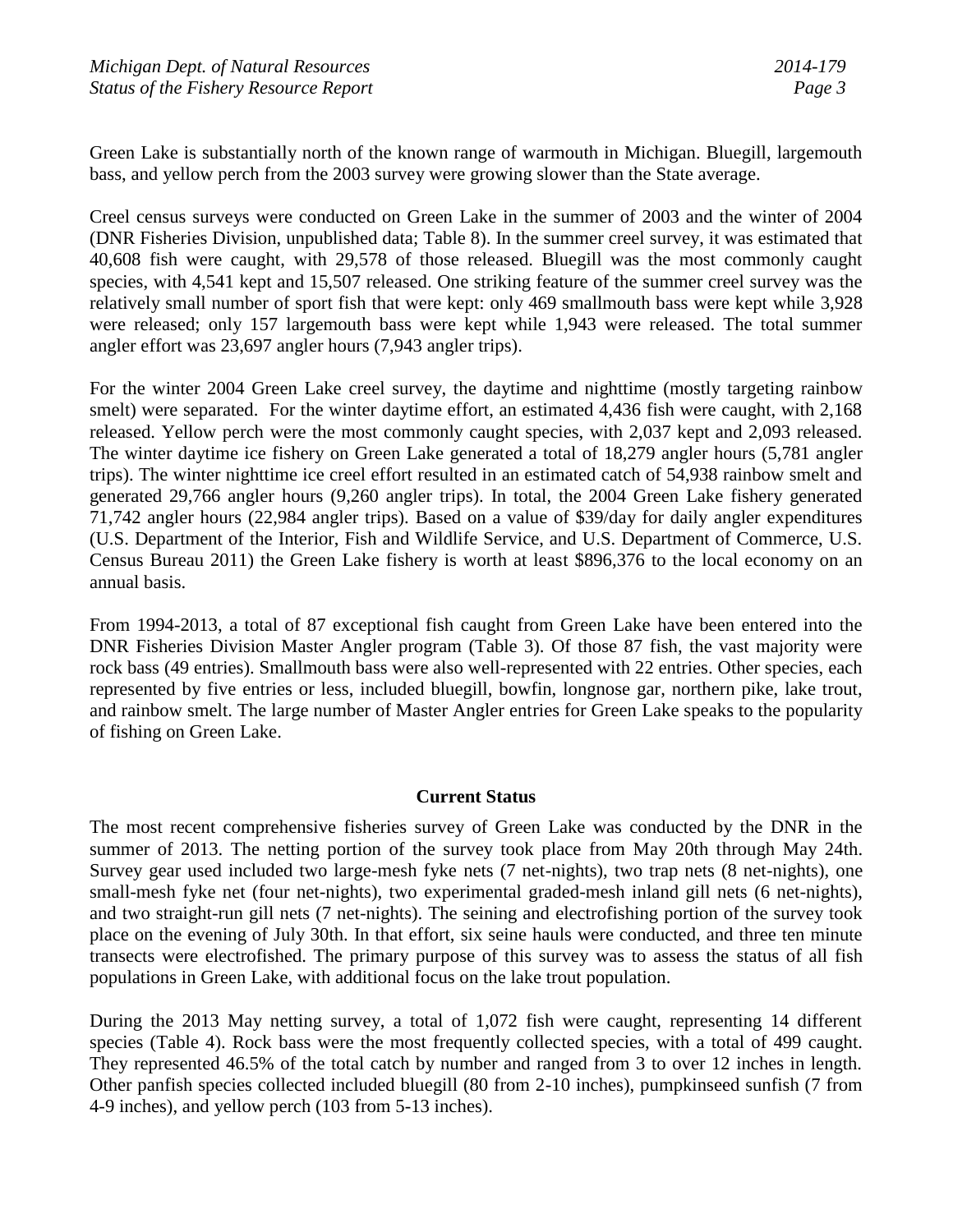Green Lake is substantially north of the known range of warmouth in Michigan. Bluegill, largemouth bass, and yellow perch from the 2003 survey were growing slower than the State average.

Creel census surveys were conducted on Green Lake in the summer of 2003 and the winter of 2004 (DNR Fisheries Division, unpublished data; Table 8). In the summer creel survey, it was estimated that 40,608 fish were caught, with 29,578 of those released. Bluegill was the most commonly caught species, with 4,541 kept and 15,507 released. One striking feature of the summer creel survey was the relatively small number of sport fish that were kept: only 469 smallmouth bass were kept while 3,928 were released; only 157 largemouth bass were kept while 1,943 were released. The total summer angler effort was 23,697 angler hours (7,943 angler trips).

For the winter 2004 Green Lake creel survey, the daytime and nighttime (mostly targeting rainbow smelt) were separated. For the winter daytime effort, an estimated 4,436 fish were caught, with 2,168 released. Yellow perch were the most commonly caught species, with 2,037 kept and 2,093 released. The winter daytime ice fishery on Green Lake generated a total of 18,279 angler hours (5,781 angler trips). The winter nighttime ice creel effort resulted in an estimated catch of 54,938 rainbow smelt and generated 29,766 angler hours (9,260 angler trips). In total, the 2004 Green Lake fishery generated 71,742 angler hours (22,984 angler trips). Based on a value of $39/day for daily angler expenditures (U.S. Department of the Interior, Fish and Wildlife Service, and U.S. Department of Commerce, U.S. Census Bureau 2011) the Green Lake fishery is worth at least $896,376 to the local economy on an annual basis.

From 1994-2013, a total of 87 exceptional fish caught from Green Lake have been entered into the DNR Fisheries Division Master Angler program (Table 3). Of those 87 fish, the vast majority were rock bass (49 entries). Smallmouth bass were also well-represented with 22 entries. Other species, each represented by five entries or less, included bluegill, bowfin, longnose gar, northern pike, lake trout, and rainbow smelt. The large number of Master Angler entries for Green Lake speaks to the popularity of fishing on Green Lake.

## Current Status

The most recent comprehensive fisheries survey of Green Lake was conducted by the DNR in the summer of 2013. The netting portion of the survey took place from May 20th through May 24th. Survey gear used included two large-mesh fyke nets (7 net-nights), two trap nets (8 net-nights), one small-mesh fyke net (four net-nights), two experimental graded-mesh inland gill nets (6 net-nights), and two straight-run gill nets (7 net-nights). The seining and electrofishing portion of the survey took place on the evening of July 30th. In that effort, six seine hauls were conducted, and three ten minute transects were electrofished. The primary purpose of this survey was to assess the status of all fish populations in Green Lake, with additional focus on the lake trout population.

During the 2013 May netting survey, a total of 1,072 fish were caught, representing 14 different species (Table 4). Rock bass were the most frequently collected species, with a total of 499 caught. They represented 46.5% of the total catch by number and ranged from 3 to over 12 inches in length. Other panfish species collected included bluegill (80 from 2-10 inches), pumpkinseed sunfish (7 from 4-9 inches), and yellow perch (103 from 5-13 inches).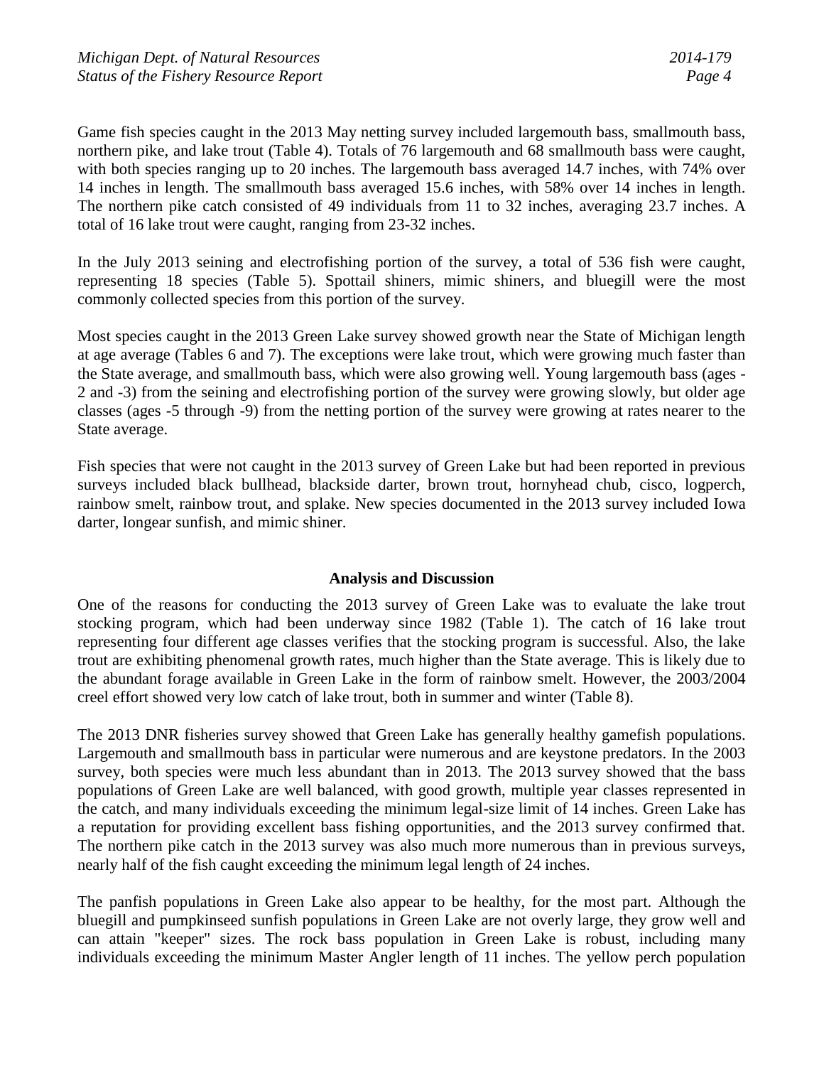Game fish species caught in the 2013 May netting survey included largemouth bass, smallmouth bass, northern pike, and lake trout (Table 4). Totals of 76 largemouth and 68 smallmouth bass were caught, with both species ranging up to 20 inches. The largemouth bass averaged 14.7 inches, with 74% over 14 inches in length. The smallmouth bass averaged 15.6 inches, with 58% over 14 inches in length. The northern pike catch consisted of 49 individuals from 11 to 32 inches, averaging 23.7 inches. A total of 16 lake trout were caught, ranging from 23-32 inches.

In the July 2013 seining and electrofishing portion of the survey, a total of 536 fish were caught, representing 18 species (Table 5). Spottail shiners, mimic shiners, and bluegill were the most commonly collected species from this portion of the survey.

Most species caught in the 2013 Green Lake survey showed growth near the State of Michigan length at age average (Tables 6 and 7). The exceptions were lake trout, which were growing much faster than the State average, and smallmouth bass, which were also growing well. Young largemouth bass (ages -2 and -3) from the seining and electrofishing portion of the survey were growing slowly, but older age classes (ages -5 through -9) from the netting portion of the survey were growing at rates nearer to the State average.

Fish species that were not caught in the 2013 survey of Green Lake but had been reported in previous surveys included black bullhead, blackside darter, brown trout, hornyhead chub, cisco, logperch, rainbow smelt, rainbow trout, and splake. New species documented in the 2013 survey included Iowa darter, longear sunfish, and mimic shiner.

## Analysis and Discussion

One of the reasons for conducting the 2013 survey of Green Lake was to evaluate the lake trout stocking program, which had been underway since 1982 (Table 1). The catch of 16 lake trout representing four different age classes verifies that the stocking program is successful. Also, the lake trout are exhibiting phenomenal growth rates, much higher than the State average. This is likely due to the abundant forage available in Green Lake in the form of rainbow smelt. However, the 2003/2004 creel effort showed very low catch of lake trout, both in summer and winter (Table 8).

The 2013 DNR fisheries survey showed that Green Lake has generally healthy gamefish populations. Largemouth and smallmouth bass in particular were numerous and are keystone predators. In the 2003 survey, both species were much less abundant than in 2013. The 2013 survey showed that the bass populations of Green Lake are well balanced, with good growth, multiple year classes represented in the catch, and many individuals exceeding the minimum legal-size limit of 14 inches. Green Lake has a reputation for providing excellent bass fishing opportunities, and the 2013 survey confirmed that. The northern pike catch in the 2013 survey was also much more numerous than in previous surveys, nearly half of the fish caught exceeding the minimum legal length of 24 inches.

The panfish populations in Green Lake also appear to be healthy, for the most part. Although the bluegill and pumpkinseed sunfish populations in Green Lake are not overly large, they grow well and can attain "keeper" sizes. The rock bass population in Green Lake is robust, including many individuals exceeding the minimum Master Angler length of 11 inches. The yellow perch population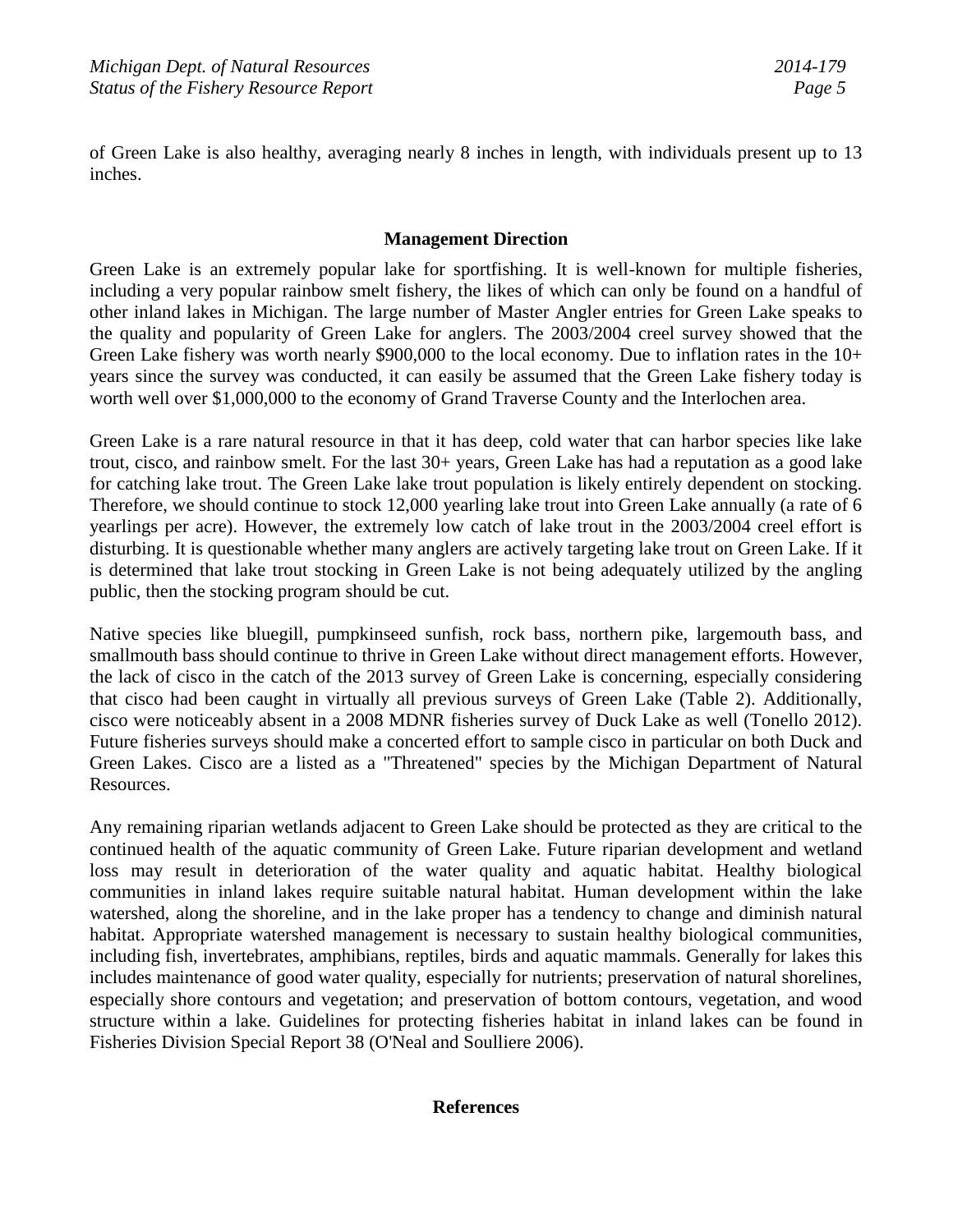of Green Lake is also healthy, averaging nearly 8 inches in length, with individuals present up to 13 inches.

## Management Direction

Green Lake is an extremely popular lake for sportfishing. It is well-known for multiple fisheries, including a very popular rainbow smelt fishery, the likes of which can only be found on a handful of other inland lakes in Michigan. The large number of Master Angler entries for Green Lake speaks to the quality and popularity of Green Lake for anglers. The 2003/2004 creel survey showed that the Green Lake fishery was worth nearly $900,000 to the local economy. Due to inflation rates in the 10+ years since the survey was conducted, it can easily be assumed that the Green Lake fishery today is worth well over $1,000,000 to the economy of Grand Traverse County and the Interlochen area.

Green Lake is a rare natural resource in that it has deep, cold water that can harbor species like lake trout, cisco, and rainbow smelt. For the last 30+ years, Green Lake has had a reputation as a good lake for catching lake trout. The Green Lake lake trout population is likely entirely dependent on stocking. Therefore, we should continue to stock 12,000 yearling lake trout into Green Lake annually (a rate of 6 yearlings per acre). However, the extremely low catch of lake trout in the 2003/2004 creel effort is disturbing. It is questionable whether many anglers are actively targeting lake trout on Green Lake. If it is determined that lake trout stocking in Green Lake is not being adequately utilized by the angling public, then the stocking program should be cut.

Native species like bluegill, pumpkinseed sunfish, rock bass, northern pike, largemouth bass, and smallmouth bass should continue to thrive in Green Lake without direct management efforts. However, the lack of cisco in the catch of the 2013 survey of Green Lake is concerning, especially considering that cisco had been caught in virtually all previous surveys of Green Lake (Table 2). Additionally, cisco were noticeably absent in a 2008 MDNR fisheries survey of Duck Lake as well (Tonello 2012). Future fisheries surveys should make a concerted effort to sample cisco in particular on both Duck and Green Lakes. Cisco are a listed as a "Threatened" species by the Michigan Department of Natural Resources.

Any remaining riparian wetlands adjacent to Green Lake should be protected as they are critical to the continued health of the aquatic community of Green Lake. Future riparian development and wetland loss may result in deterioration of the water quality and aquatic habitat. Healthy biological communities in inland lakes require suitable natural habitat. Human development within the lake watershed, along the shoreline, and in the lake proper has a tendency to change and diminish natural habitat. Appropriate watershed management is necessary to sustain healthy biological communities, including fish, invertebrates, amphibians, reptiles, birds and aquatic mammals. Generally for lakes this includes maintenance of good water quality, especially for nutrients; preservation of natural shorelines, especially shore contours and vegetation; and preservation of bottom contours, vegetation, and wood structure within a lake. Guidelines for protecting fisheries habitat in inland lakes can be found in Fisheries Division Special Report 38 (O'Neal and Soulliere 2006).

## References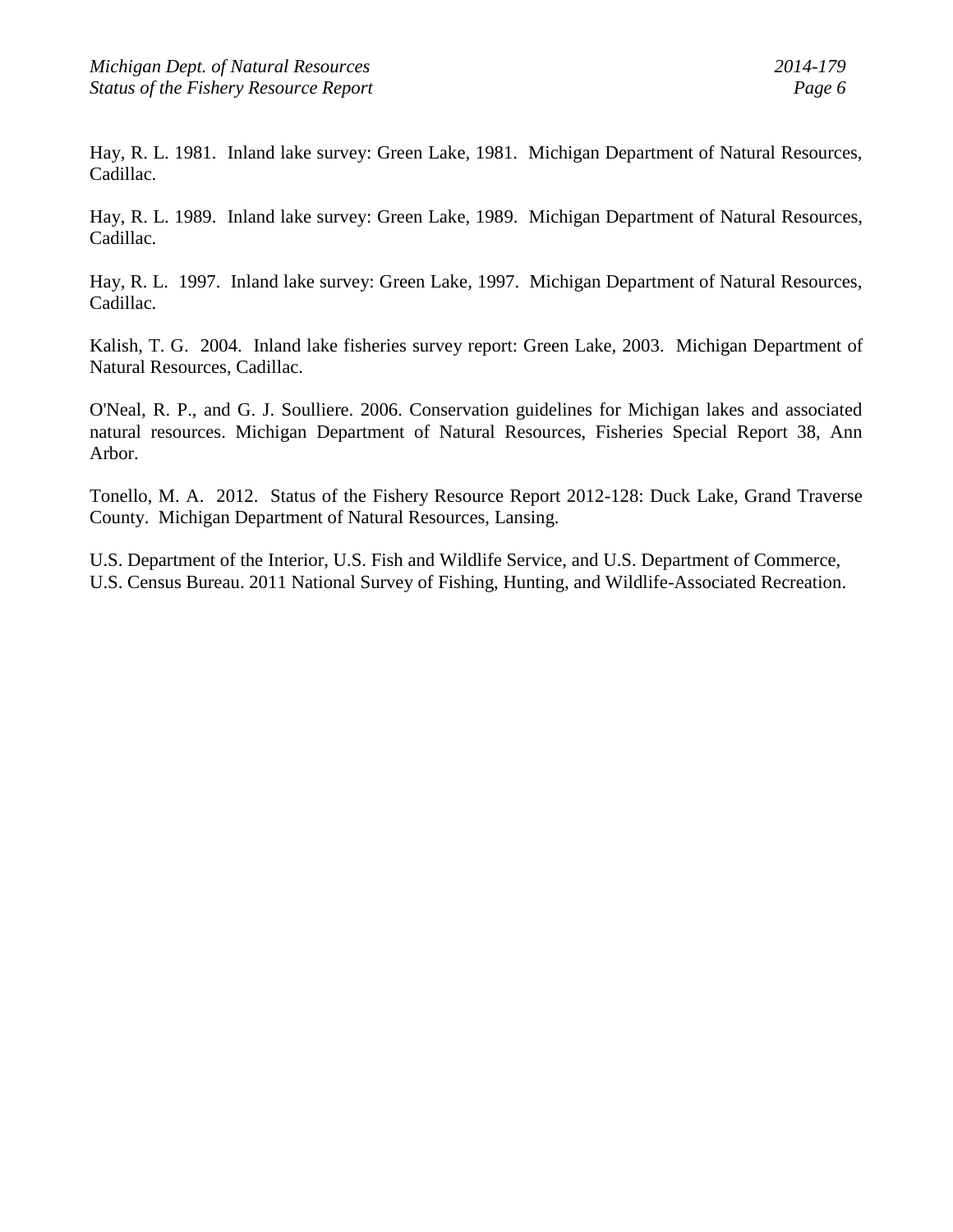Hay, R. L. 1981. Inland lake survey: Green Lake, 1981. Michigan Department of Natural Resources, Cadillac.

Hay, R. L. 1989. Inland lake survey: Green Lake, 1989. Michigan Department of Natural Resources, Cadillac.

Hay, R. L. 1997. Inland lake survey: Green Lake, 1997. Michigan Department of Natural Resources, Cadillac.

Kalish, T. G. 2004. Inland lake fisheries survey report: Green Lake, 2003. Michigan Department of Natural Resources, Cadillac.

O'Neal, R. P., and G. J. Soulliere. 2006. Conservation guidelines for Michigan lakes and associated natural resources. Michigan Department of Natural Resources, Fisheries Special Report 38, Ann Arbor.

Tonello, M. A. 2012. Status of the Fishery Resource Report 2012-128: Duck Lake, Grand Traverse County. Michigan Department of Natural Resources, Lansing.

U.S. Department of the Interior, U.S. Fish and Wildlife Service, and U.S. Department of Commerce, U.S. Census Bureau. 2011 National Survey of Fishing, Hunting, and Wildlife-Associated Recreation.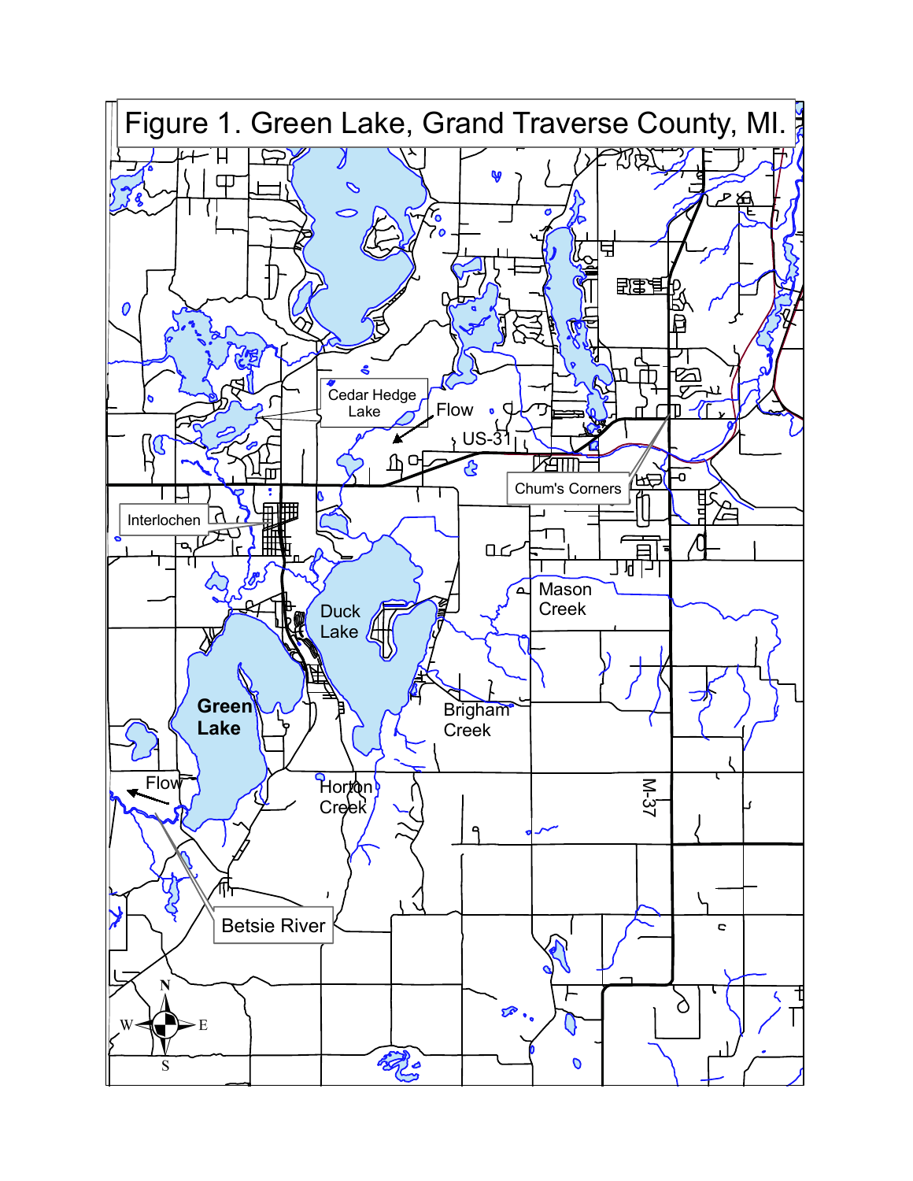Figure 1. Green Lake, Grand Traverse County, MI.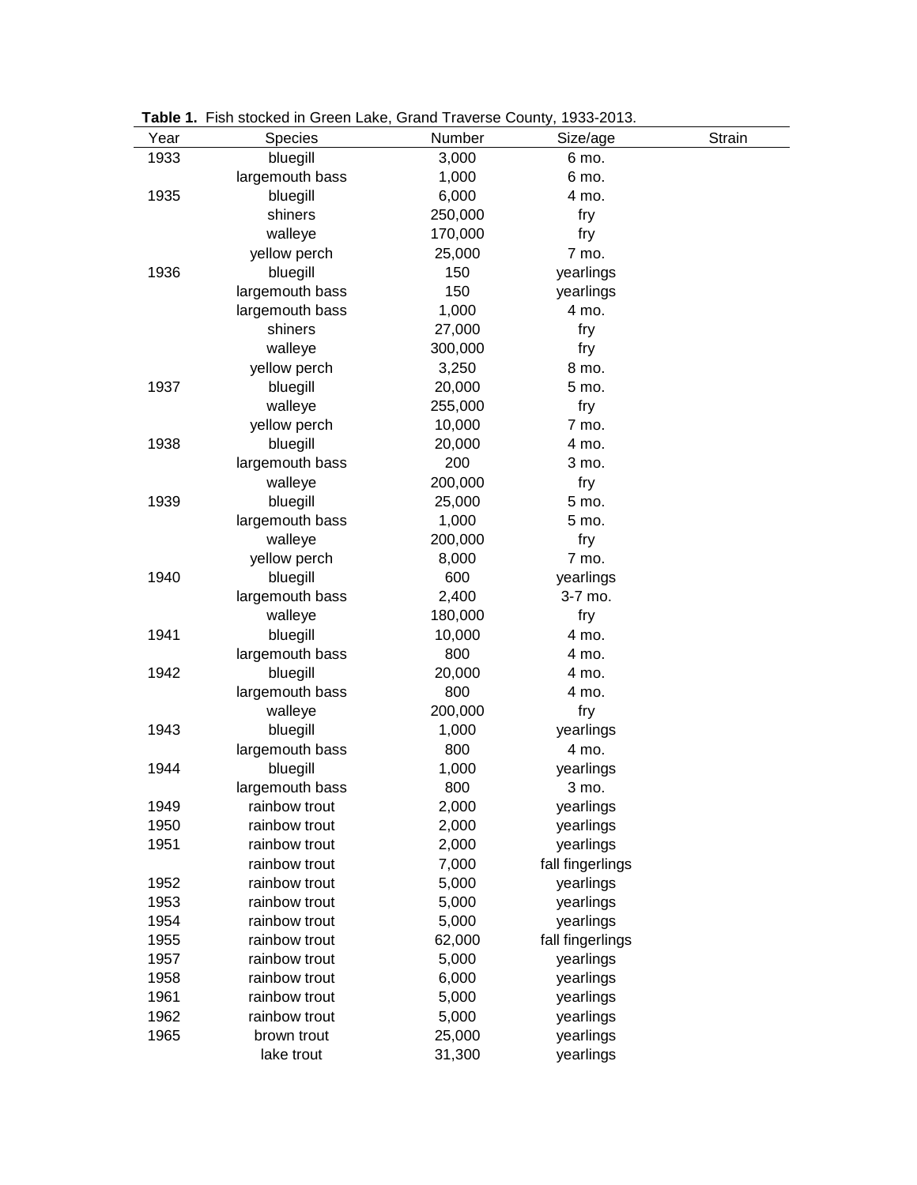**Table 1.** Fish stocked in Green Lake, Grand Traverse County, 1933-2013.

| Year | Species | Number | Size/age | Strain |
|---|---|---|---|---|
| 1933 | bluegill | 3,000 | 6 mo. | |
| | largemouth bass | 1,000 | 6 mo. | |
| 1935 | bluegill | 6,000 | 4 mo. | |
| | shiners | 250,000 | fry | |
| | walleye | 170,000 | fry | |
| | yellow perch | 25,000 | 7 mo. | |
| 1936 | bluegill | 150 | yearlings | |
| | largemouth bass | 150 | yearlings | |
| | largemouth bass | 1,000 | 4 mo. | |
| | shiners | 27,000 | fry | |
| | walleye | 300,000 | fry | |
| | yellow perch | 3,250 | 8 mo. | |
| 1937 | bluegill | 20,000 | 5 mo. | |
| | walleye | 255,000 | fry | |
| | yellow perch | 10,000 | 7 mo. | |
| 1938 | bluegill | 20,000 | 4 mo. | |
| | largemouth bass | 200 | 3 mo. | |
| | walleye | 200,000 | fry | |
| 1939 | bluegill | 25,000 | 5 mo. | |
| | largemouth bass | 1,000 | 5 mo. | |
| | walleye | 200,000 | fry | |
| | yellow perch | 8,000 | 7 mo. | |
| 1940 | bluegill | 600 | yearlings | |
| | largemouth bass | 2,400 | 3-7 mo. | |
| | walleye | 180,000 | fry | |
| 1941 | bluegill | 10,000 | 4 mo. | |
| | largemouth bass | 800 | 4 mo. | |
| 1942 | bluegill | 20,000 | 4 mo. | |
| | largemouth bass | 800 | 4 mo. | |
| | walleye | 200,000 | fry | |
| 1943 | bluegill | 1,000 | yearlings | |
| | largemouth bass | 800 | 4 mo. | |
| 1944 | bluegill | 1,000 | yearlings | |
| | largemouth bass | 800 | 3 mo. | |
| 1949 | rainbow trout | 2,000 | yearlings | |
| 1950 | rainbow trout | 2,000 | yearlings | |
| 1951 | rainbow trout | 2,000 | yearlings | |
| | rainbow trout | 7,000 | fall fingerlings | |
| 1952 | rainbow trout | 5,000 | yearlings | |
| 1953 | rainbow trout | 5,000 | yearlings | |
| 1954 | rainbow trout | 5,000 | yearlings | |
| 1955 | rainbow trout | 62,000 | fall fingerlings | |
| 1957 | rainbow trout | 5,000 | yearlings | |
| 1958 | rainbow trout | 6,000 | yearlings | |
| 1961 | rainbow trout | 5,000 | yearlings | |
| 1962 | rainbow trout | 5,000 | yearlings | |
| 1965 | brown trout | 25,000 | yearlings | |
| | lake trout | 31,300 | yearlings | |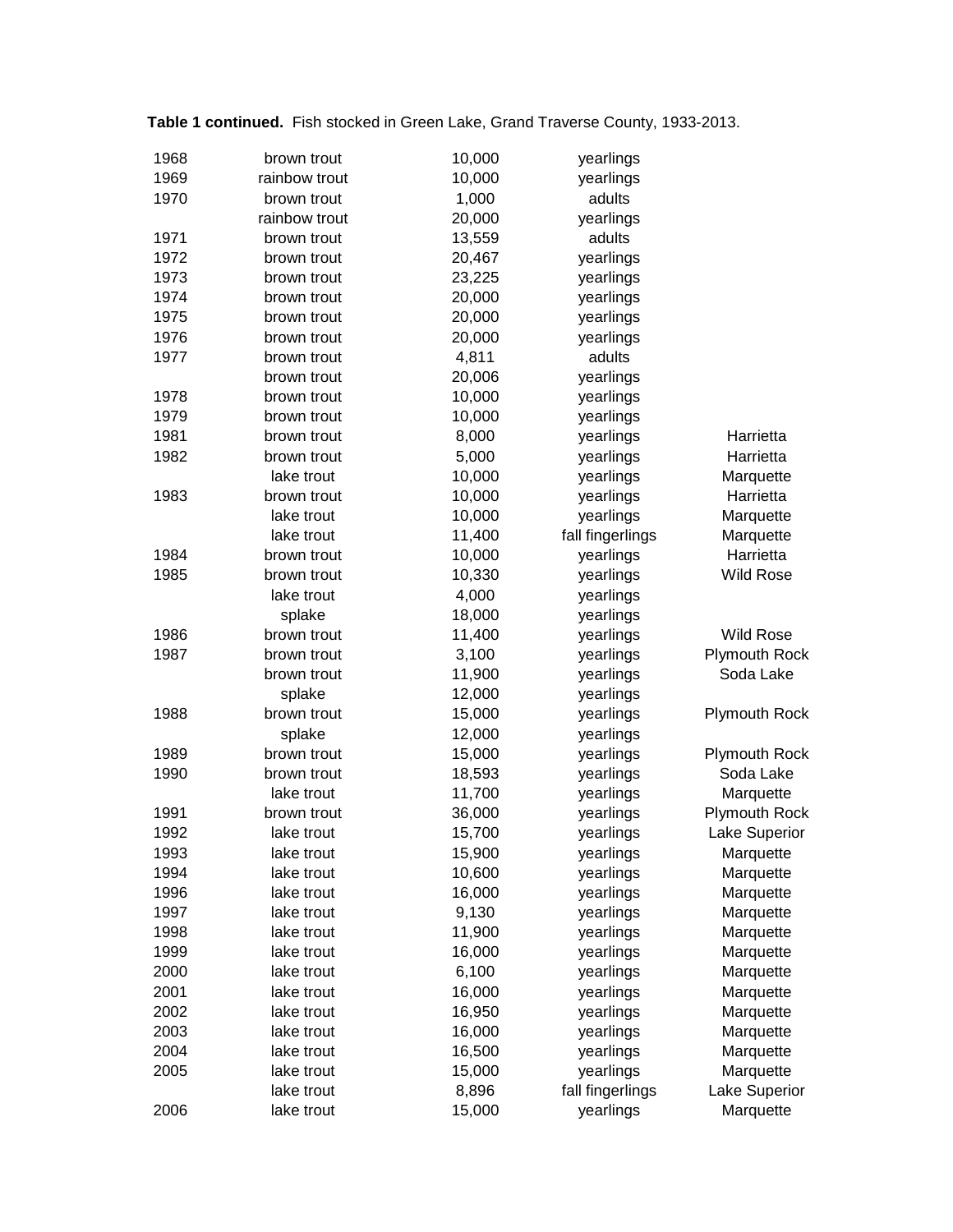**Table 1 continued.** Fish stocked in Green Lake, Grand Traverse County, 1933-2013.

| | | | | |
|---|---|---|---|---|
| 1968 | brown trout | 10,000 | yearlings | |
| 1969 | rainbow trout | 10,000 | yearlings | |
| 1970 | brown trout | 1,000 | adults | |
| | rainbow trout | 20,000 | yearlings | |
| 1971 | brown trout | 13,559 | adults | |
| 1972 | brown trout | 20,467 | yearlings | |
| 1973 | brown trout | 23,225 | yearlings | |
| 1974 | brown trout | 20,000 | yearlings | |
| 1975 | brown trout | 20,000 | yearlings | |
| 1976 | brown trout | 20,000 | yearlings | |
| 1977 | brown trout | 4,811 | adults | |
| | brown trout | 20,006 | yearlings | |
| 1978 | brown trout | 10,000 | yearlings | |
| 1979 | brown trout | 10,000 | yearlings | |
| 1981 | brown trout | 8,000 | yearlings | Harrietta |
| 1982 | brown trout | 5,000 | yearlings | Harrietta |
| | lake trout | 10,000 | yearlings | Marquette |
| 1983 | brown trout | 10,000 | yearlings | Harrietta |
| | lake trout | 10,000 | yearlings | Marquette |
| | lake trout | 11,400 | fall fingerlings | Marquette |
| 1984 | brown trout | 10,000 | yearlings | Harrietta |
| 1985 | brown trout | 10,330 | yearlings | Wild Rose |
| | lake trout | 4,000 | yearlings | |
| | splake | 18,000 | yearlings | |
| 1986 | brown trout | 11,400 | yearlings | Wild Rose |
| 1987 | brown trout | 3,100 | yearlings | Plymouth Rock |
| | brown trout | 11,900 | yearlings | Soda Lake |
| | splake | 12,000 | yearlings | |
| 1988 | brown trout | 15,000 | yearlings | Plymouth Rock |
| | splake | 12,000 | yearlings | |
| 1989 | brown trout | 15,000 | yearlings | Plymouth Rock |
| 1990 | brown trout | 18,593 | yearlings | Soda Lake |
| | lake trout | 11,700 | yearlings | Marquette |
| 1991 | brown trout | 36,000 | yearlings | Plymouth Rock |
| 1992 | lake trout | 15,700 | yearlings | Lake Superior |
| 1993 | lake trout | 15,900 | yearlings | Marquette |
| 1994 | lake trout | 10,600 | yearlings | Marquette |
| 1996 | lake trout | 16,000 | yearlings | Marquette |
| 1997 | lake trout | 9,130 | yearlings | Marquette |
| 1998 | lake trout | 11,900 | yearlings | Marquette |
| 1999 | lake trout | 16,000 | yearlings | Marquette |
| 2000 | lake trout | 6,100 | yearlings | Marquette |
| 2001 | lake trout | 16,000 | yearlings | Marquette |
| 2002 | lake trout | 16,950 | yearlings | Marquette |
| 2003 | lake trout | 16,000 | yearlings | Marquette |
| 2004 | lake trout | 16,500 | yearlings | Marquette |
| 2005 | lake trout | 15,000 | yearlings | Marquette |
| | lake trout | 8,896 | fall fingerlings | Lake Superior |
| 2006 | lake trout | 15,000 | yearlings | Marquette |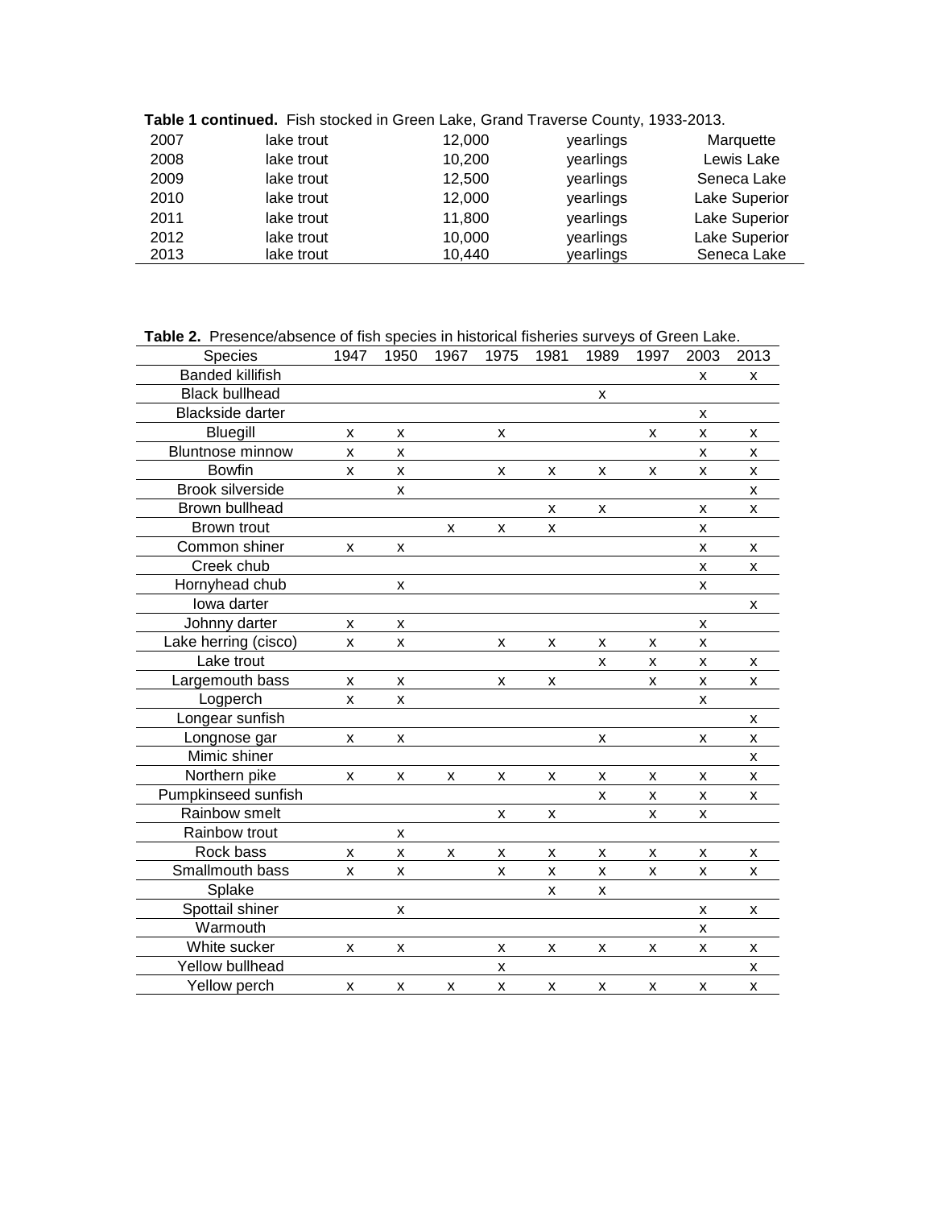**Table 1 continued.** Fish stocked in Green Lake, Grand Traverse County, 1933-2013.

| | | | | |
|---|---|---|---|---|
| 2007 | lake trout | 12,000 | yearlings | Marquette |
| 2008 | lake trout | 10,200 | yearlings | Lewis Lake |
| 2009 | lake trout | 12,500 | yearlings | Seneca Lake |
| 2010 | lake trout | 12,000 | yearlings | Lake Superior |
| 2011 | lake trout | 11,800 | yearlings | Lake Superior |
| 2012 | lake trout | 10,000 | yearlings | Lake Superior |
| 2013 | lake trout | 10,440 | yearlings | Seneca Lake |

**Table 2.** Presence/absence of fish species in historical fisheries surveys of Green Lake.

| Species | 1947 | 1950 | 1967 | 1975 | 1981 | 1989 | 1997 | 2003 | 2013 |
|---|---|---|---|---|---|---|---|---|---|
| Banded killifish | | | | | | | | x | x |
| Black bullhead | | | | | | x | | | |
| Blackside darter | | | | | | | | x | |
| Bluegill | x | x | | x | | | x | x | x |
| Bluntnose minnow | x | x | | | | | | x | x |
| Bowfin | x | x | | x | x | x | x | x | x |
| Brook silverside | | x | | | | | | | x |
| Brown bullhead | | | | | x | x | | x | x |
| Brown trout | | | x | x | x | | | x | |
| Common shiner | x | x | | | | | | x | x |
| Creek chub | | | | | | | | x | x |
| Hornyhead chub | | x | | | | | | x | |
| Iowa darter | | | | | | | | | x |
| Johnny darter | x | x | | | | | | x | |
| Lake herring (cisco) | x | x | | x | x | x | x | x | |
| Lake trout | | | | | | x | x | x | x |
| Largemouth bass | x | x | | x | x | | x | x | x |
| Logperch | x | x | | | | | | x | |
| Longear sunfish | | | | | | | | | x |
| Longnose gar | x | x | | | | x | | x | x |
| Mimic shiner | | | | | | | | | x |
| Northern pike | x | x | x | x | x | x | x | x | x |
| Pumpkinseed sunfish | | | | | | x | x | x | x |
| Rainbow smelt | | | | x | x | | x | x | |
| Rainbow trout | | x | | | | | | | |
| Rock bass | x | x | x | x | x | x | x | x | x |
| Smallmouth bass | x | x | | x | x | x | x | x | x |
| Splake | | | | | x | x | | | |
| Spottail shiner | | x | | | | | | x | x |
| Warmouth | | | | | | | | x | |
| White sucker | x | x | | x | x | x | x | x | x |
| Yellow bullhead | | | | x | | | | | x |
| Yellow perch | x | x | x | x | x | x | x | x | x |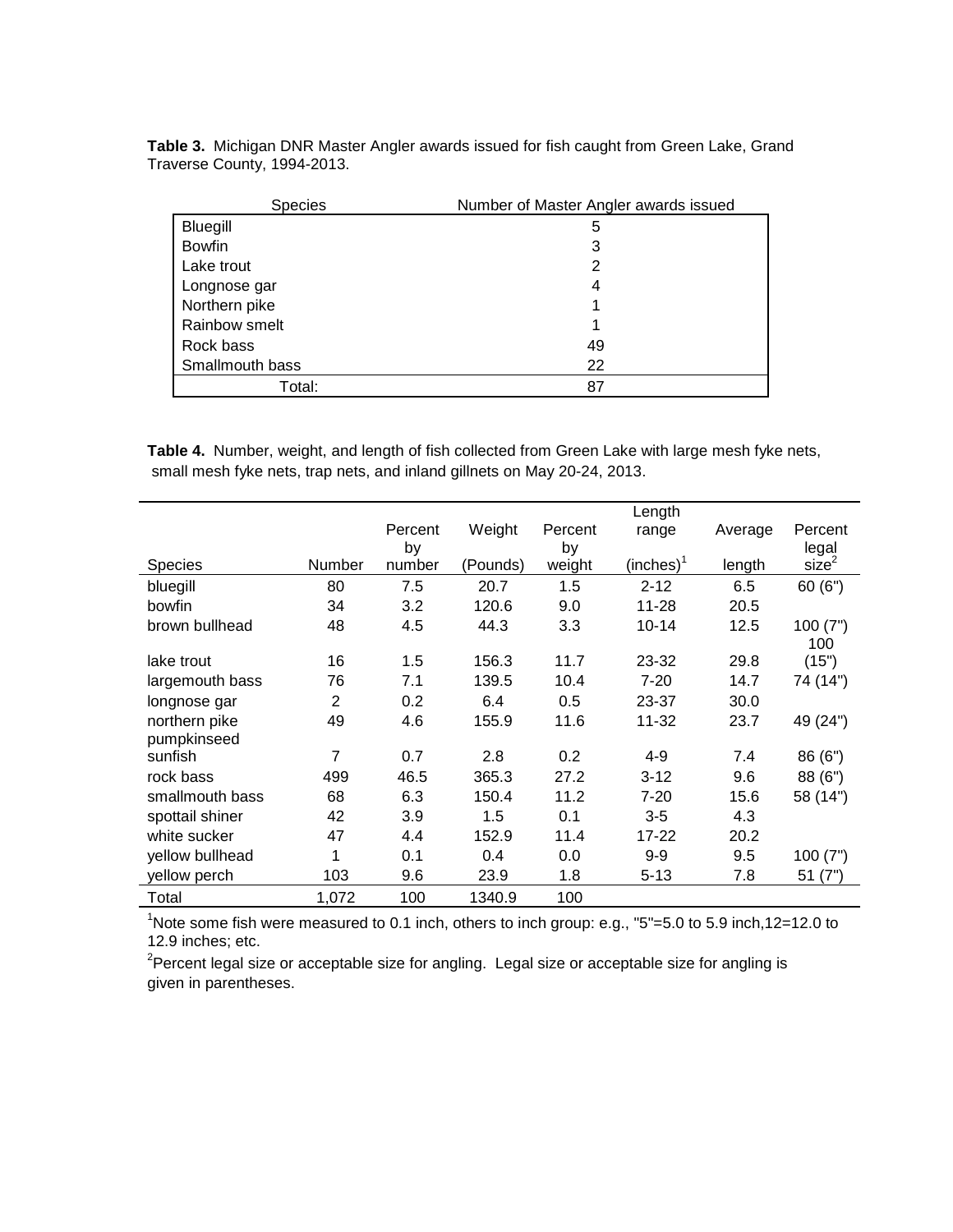**Table 3.** Michigan DNR Master Angler awards issued for fish caught from Green Lake, Grand Traverse County, 1994-2013.

| Species | Number of Master Angler awards issued |
|---|---|
| Bluegill | 5 |
| Bowfin | 3 |
| Lake trout | 2 |
| Longnose gar | 4 |
| Northern pike | 1 |
| Rainbow smelt | 1 |
| Rock bass | 49 |
| Smallmouth bass | 22 |
| Total: | 87 |

**Table 4.** Number, weight, and length of fish collected from Green Lake with large mesh fyke nets, small mesh fyke nets, trap nets, and inland gillnets on May 20-24, 2013.

| Species | Number | Percent by number | Weight (Pounds) | Percent by weight | Length range (inches)[1] | Average length | Percent legal size[2] |
|---|---|---|---|---|---|---|---|
| bluegill | 80 | 7.5 | 20.7 | 1.5 | 2-12 | 6.5 | 60 (6") |
| bowfin | 34 | 3.2 | 120.6 | 9.0 | 11-28 | 20.5 | |
| brown bullhead | 48 | 4.5 | 44.3 | 3.3 | 10-14 | 12.5 | 100 (7") |
| lake trout | 16 | 1.5 | 156.3 | 11.7 | 23-32 | 29.8 | 100 (15") |
| largemouth bass | 76 | 7.1 | 139.5 | 10.4 | 7-20 | 14.7 | 74 (14") |
| longnose gar | 2 | 0.2 | 6.4 | 0.5 | 23-37 | 30.0 | |
| northern pike | 49 | 4.6 | 155.9 | 11.6 | 11-32 | 23.7 | 49 (24") |
| pumpkinseed sunfish | 7 | 0.7 | 2.8 | 0.2 | 4-9 | 7.4 | 86 (6") |
| rock bass | 499 | 46.5 | 365.3 | 27.2 | 3-12 | 9.6 | 88 (6") |
| smallmouth bass | 68 | 6.3 | 150.4 | 11.2 | 7-20 | 15.6 | 58 (14") |
| spottail shiner | 42 | 3.9 | 1.5 | 0.1 | 3-5 | 4.3 | |
| white sucker | 47 | 4.4 | 152.9 | 11.4 | 17-22 | 20.2 | |
| yellow bullhead | 1 | 0.1 | 0.4 | 0.0 | 9-9 | 9.5 | 100 (7") |
| yellow perch | 103 | 9.6 | 23.9 | 1.8 | 5-13 | 7.8 | 51 (7") |
| Total | 1,072 | 100 | 1340.9 | 100 | | | |

[1]Note some fish were measured to 0.1 inch, others to inch group: e.g., "5"=5.0 to 5.9 inch,12=12.0 to 12.9 inches; etc.

[2]Percent legal size or acceptable size for angling. Legal size or acceptable size for angling is given in parentheses.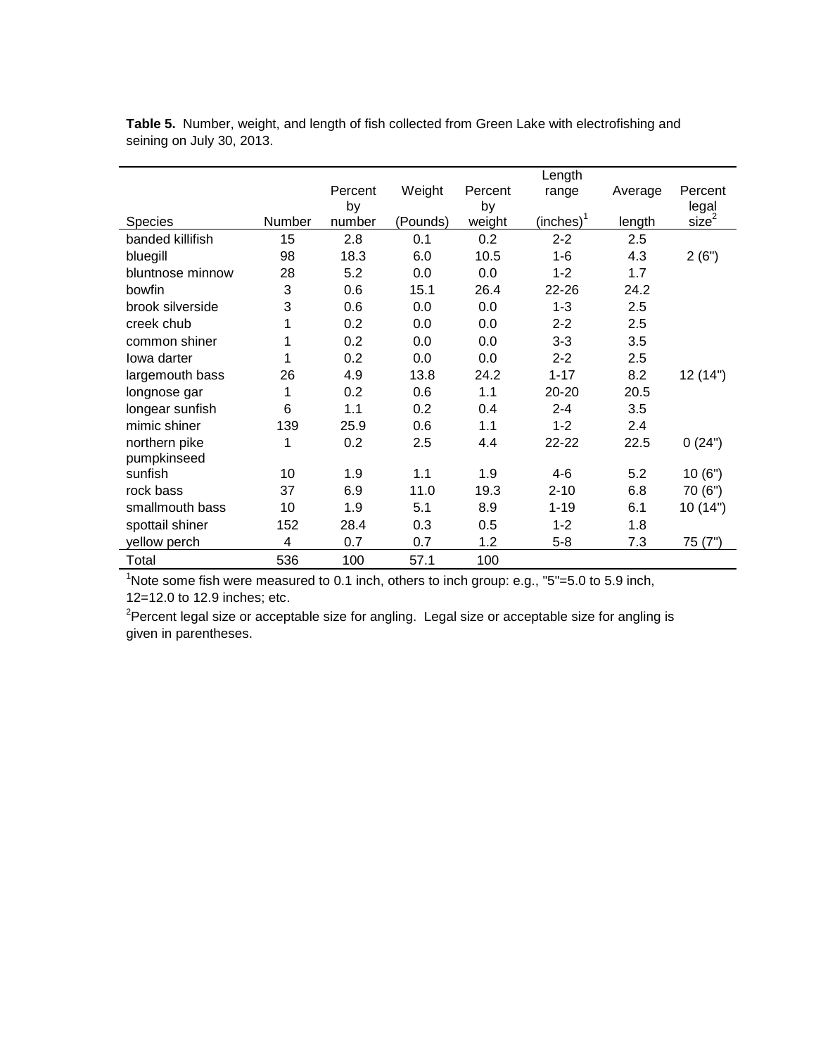**Table 5.** Number, weight, and length of fish collected from Green Lake with electrofishing and seining on July 30, 2013.

| Species | Number | Percent by number | Weight (Pounds) | Percent by weight | Length range (inches)[1] | Average length | Percent legal size[2] |
|---|---|---|---|---|---|---|---|
| banded killifish | 15 | 2.8 | 0.1 | 0.2 | 2-2 | 2.5 | |
| bluegill | 98 | 18.3 | 6.0 | 10.5 | 1-6 | 4.3 | 2 (6") |
| bluntnose minnow | 28 | 5.2 | 0.0 | 0.0 | 1-2 | 1.7 | |
| bowfin | 3 | 0.6 | 15.1 | 26.4 | 22-26 | 24.2 | |
| brook silverside | 3 | 0.6 | 0.0 | 0.0 | 1-3 | 2.5 | |
| creek chub | 1 | 0.2 | 0.0 | 0.0 | 2-2 | 2.5 | |
| common shiner | 1 | 0.2 | 0.0 | 0.0 | 3-3 | 3.5 | |
| Iowa darter | 1 | 0.2 | 0.0 | 0.0 | 2-2 | 2.5 | |
| largemouth bass | 26 | 4.9 | 13.8 | 24.2 | 1-17 | 8.2 | 12 (14") |
| longnose gar | 1 | 0.2 | 0.6 | 1.1 | 20-20 | 20.5 | |
| longear sunfish | 6 | 1.1 | 0.2 | 0.4 | 2-4 | 3.5 | |
| mimic shiner | 139 | 25.9 | 0.6 | 1.1 | 1-2 | 2.4 | |
| northern pike | 1 | 0.2 | 2.5 | 4.4 | 22-22 | 22.5 | 0 (24") |
| pumpkinseed sunfish | 10 | 1.9 | 1.1 | 1.9 | 4-6 | 5.2 | 10 (6") |
| rock bass | 37 | 6.9 | 11.0 | 19.3 | 2-10 | 6.8 | 70 (6") |
| smallmouth bass | 10 | 1.9 | 5.1 | 8.9 | 1-19 | 6.1 | 10 (14") |
| spottail shiner | 152 | 28.4 | 0.3 | 0.5 | 1-2 | 1.8 | |
| yellow perch | 4 | 0.7 | 0.7 | 1.2 | 5-8 | 7.3 | 75 (7") |
| Total | 536 | 100 | 57.1 | 100 | | | |

[1]Note some fish were measured to 0.1 inch, others to inch group: e.g., "5"=5.0 to 5.9 inch, 12=12.0 to 12.9 inches; etc.

[2]Percent legal size or acceptable size for angling. Legal size or acceptable size for angling is given in parentheses.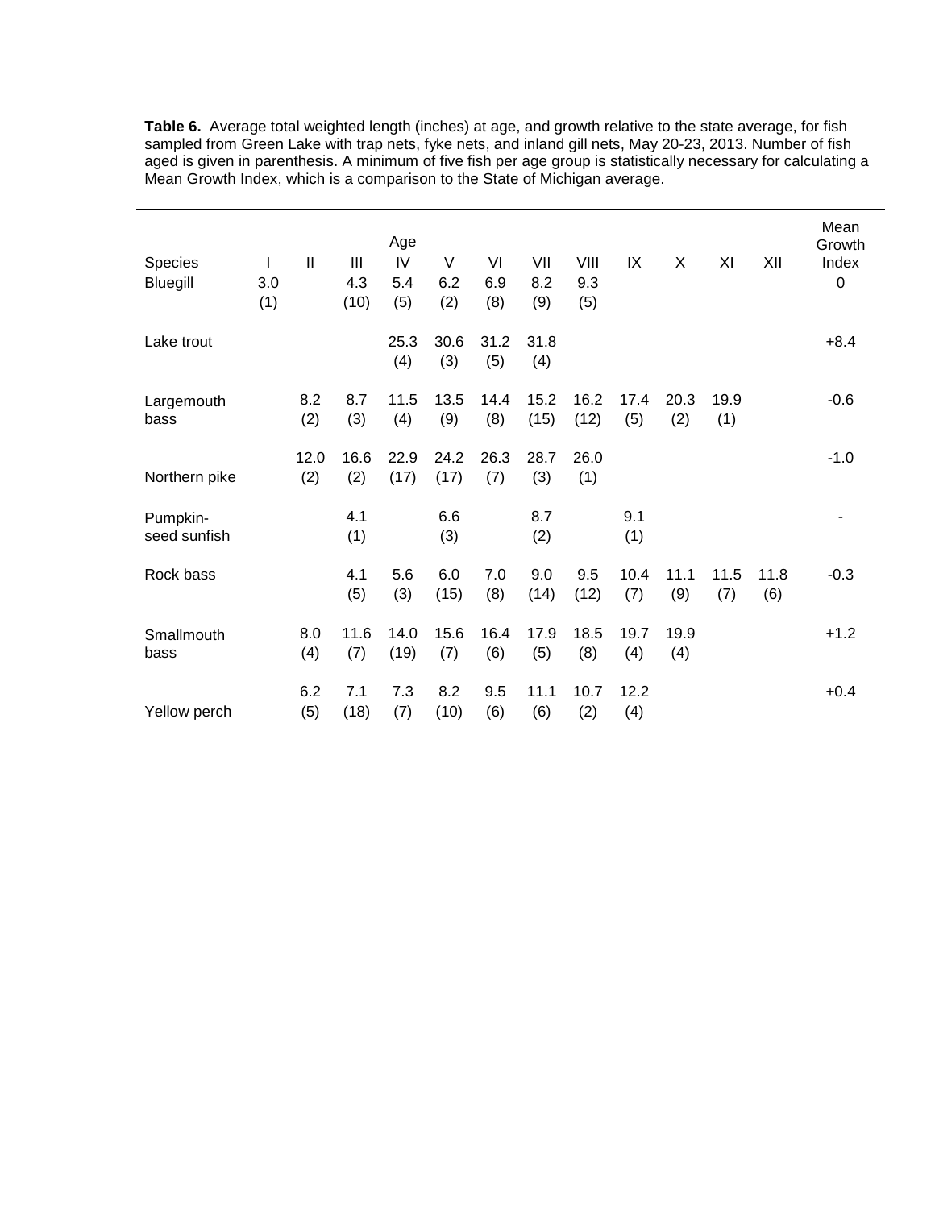**Table 6.** Average total weighted length (inches) at age, and growth relative to the state average, for fish sampled from Green Lake with trap nets, fyke nets, and inland gill nets, May 20-23, 2013. Number of fish aged is given in parenthesis. A minimum of five fish per age group is statistically necessary for calculating a Mean Growth Index, which is a comparison to the State of Michigan average.

| Species | Age I | II | III | IV | V | VI | VII | VIII | IX | X | XI | XII | Mean Growth Index |
|---|---|---|---|---|---|---|---|---|---|---|---|---|---|
| Bluegill | 3.0 (1) | | 4.3 (10) | 5.4 (5) | 6.2 (2) | 6.9 (8) | 8.2 (9) | 9.3 (5) | | | | | 0 |
| Lake trout | | | | 25.3 (4) | 30.6 (3) | 31.2 (5) | 31.8 (4) | | | | | | +8.4 |
| Largemouth bass | | 8.2 (2) | 8.7 (3) | 11.5 (4) | 13.5 (9) | 14.4 (8) | 15.2 (15) | 16.2 (12) | 17.4 (5) | 20.3 (2) | 19.9 (1) | | -0.6 |
| Northern pike | | 12.0 (2) | 16.6 (2) | 22.9 (17) | 24.2 (17) | 26.3 (7) | 28.7 (3) | 26.0 (1) | | | | | -1.0 |
| Pumpkin-seed sunfish | | | 4.1 (1) | | 6.6 (3) | | 8.7 (2) | | 9.1 (1) | | | | - |
| Rock bass | | | 4.1 (5) | 5.6 (3) | 6.0 (15) | 7.0 (8) | 9.0 (14) | 9.5 (12) | 10.4 (7) | 11.1 (9) | 11.5 (7) | 11.8 (6) | -0.3 |
| Smallmouth bass | | 8.0 (4) | 11.6 (7) | 14.0 (19) | 15.6 (7) | 16.4 (6) | 17.9 (5) | 18.5 (8) | 19.7 (4) | 19.9 (4) | | | +1.2 |
| Yellow perch | | 6.2 (5) | 7.1 (18) | 7.3 (7) | 8.2 (10) | 9.5 (6) | 11.1 (6) | 10.7 (2) | 12.2 (4) | | | | +0.4 |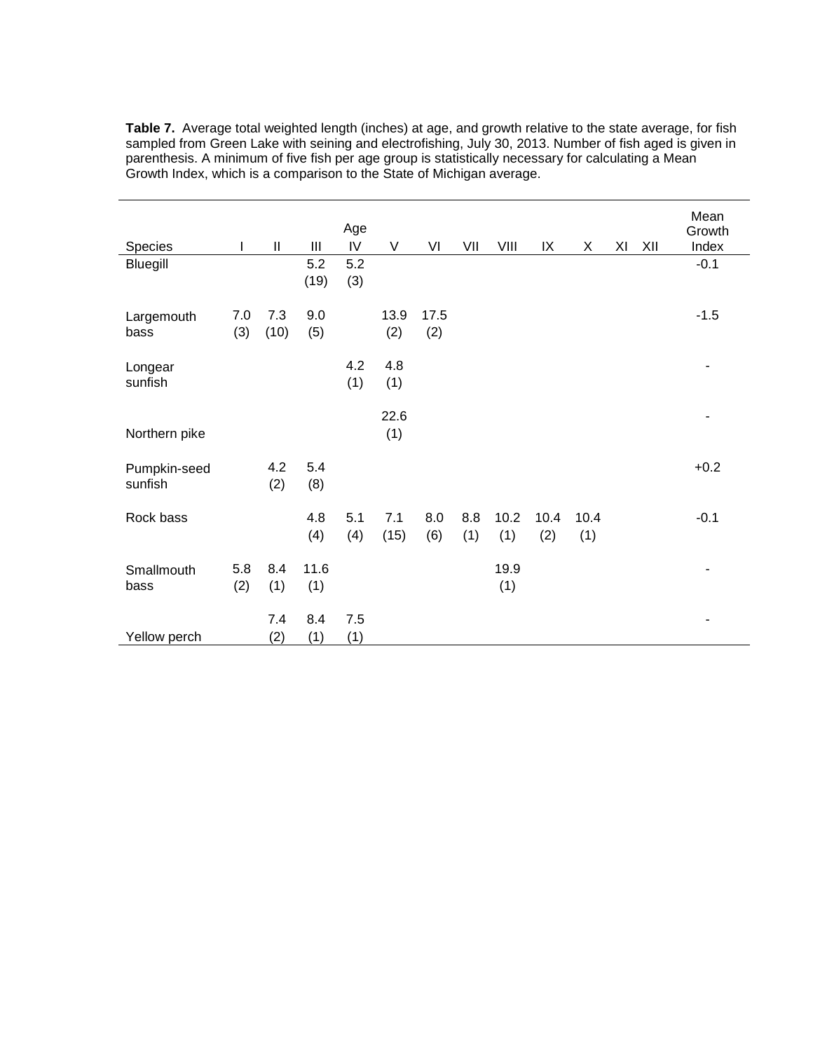**Table 7.** Average total weighted length (inches) at age, and growth relative to the state average, for fish sampled from Green Lake with seining and electrofishing, July 30, 2013. Number of fish aged is given in parenthesis. A minimum of five fish per age group is statistically necessary for calculating a Mean Growth Index, which is a comparison to the State of Michigan average.

| Species | I | II | III | Age IV | V | VI | VII | VIII | IX | X | XI | XII | Mean Growth Index |
|---|---|---|---|---|---|---|---|---|---|---|---|---|---|
| Bluegill | | | 5.2 (19) | 5.2 (3) | | | | | | | | | -0.1 |
| Largemouth bass | 7.0 (3) | 7.3 (10) | 9.0 (5) | | 13.9 (2) | 17.5 (2) | | | | | | | -1.5 |
| Longear sunfish | | | | 4.2 (1) | 4.8 (1) | | | | | | | | - |
| Northern pike | | | | | 22.6 (1) | | | | | | | | - |
| Pumpkin-seed sunfish | | 4.2 (2) | 5.4 (8) | | | | | | | | | | +0.2 |
| Rock bass | | | 4.8 (4) | 5.1 (4) | 7.1 (15) | 8.0 (6) | 8.8 (1) | 10.2 (1) | 10.4 (2) | 10.4 (1) | | | -0.1 |
| Smallmouth bass | 5.8 (2) | 8.4 (1) | 11.6 (1) | | | | | 19.9 (1) | | | | | - |
| Yellow perch | | 7.4 (2) | 8.4 (1) | 7.5 (1) | | | | | | | | | - |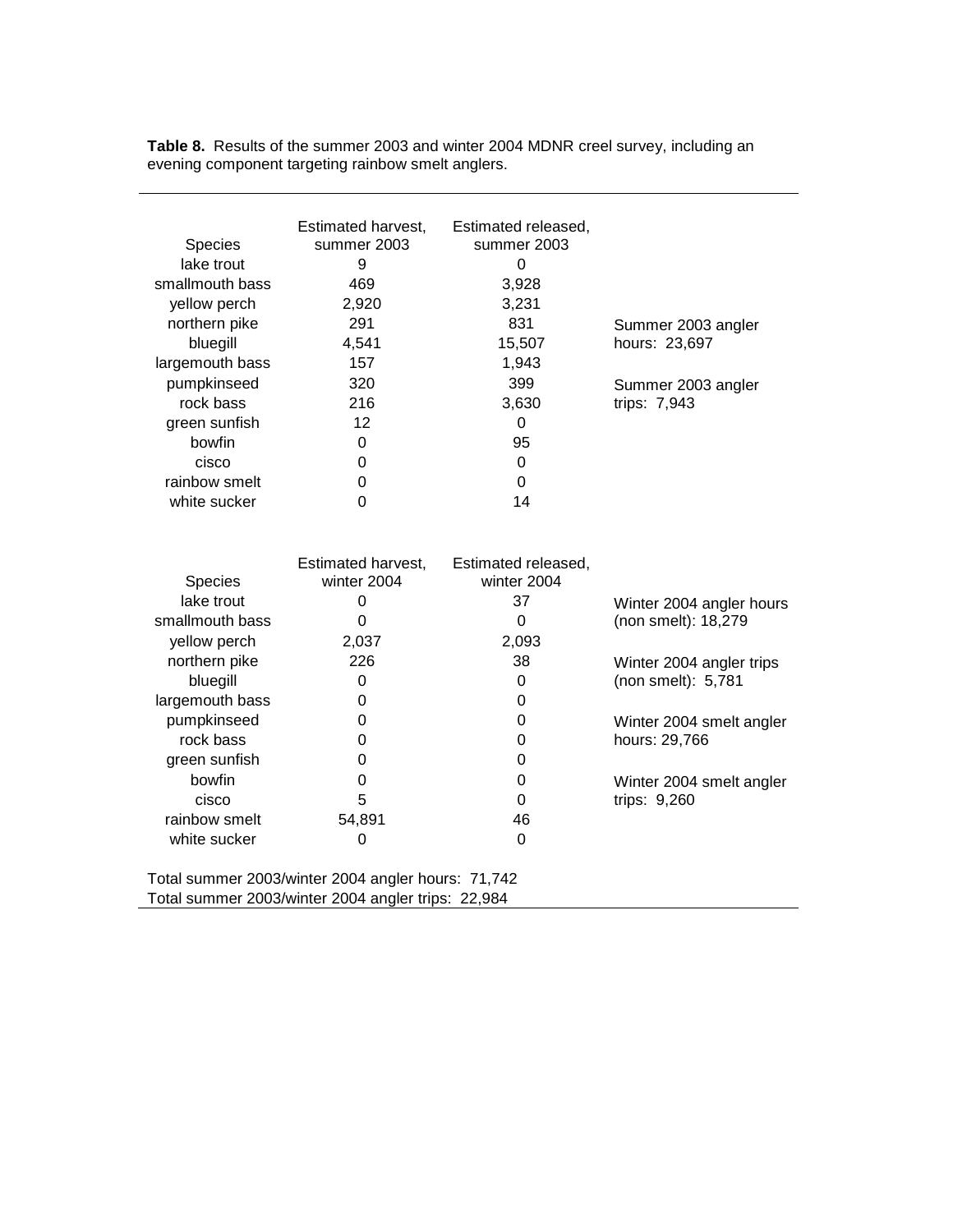**Table 8.** Results of the summer 2003 and winter 2004 MDNR creel survey, including an evening component targeting rainbow smelt anglers.

| Species | Estimated harvest, summer 2003 | Estimated released, summer 2003 |
|---|---|---|
| lake trout | 9 | 0 |
| smallmouth bass | 469 | 3,928 |
| yellow perch | 2,920 | 3,231 |
| northern pike | 291 | 831 |
| bluegill | 4,541 | 15,507 |
| largemouth bass | 157 | 1,943 |
| pumpkinseed | 320 | 399 |
| rock bass | 216 | 3,630 |
| green sunfish | 12 | 0 |
| bowfin | 0 | 95 |
| cisco | 0 | 0 |
| rainbow smelt | 0 | 0 |
| white sucker | 0 | 14 |

Summer 2003 angler hours: 23,697

Summer 2003 angler trips: 7,943

| Species | Estimated harvest, winter 2004 | Estimated released, winter 2004 |
|---|---|---|
| lake trout | 0 | 37 |
| smallmouth bass | 0 | 0 |
| yellow perch | 2,037 | 2,093 |
| northern pike | 226 | 38 |
| bluegill | 0 | 0 |
| largemouth bass | 0 | 0 |
| pumpkinseed | 0 | 0 |
| rock bass | 0 | 0 |
| green sunfish | 0 | 0 |
| bowfin | 0 | 0 |
| cisco | 5 | 0 |
| rainbow smelt | 54,891 | 46 |
| white sucker | 0 | 0 |

Winter 2004 angler hours (non smelt): 18,279

Winter 2004 angler trips (non smelt): 5,781

Winter 2004 smelt angler hours: 29,766

Winter 2004 smelt angler trips: 9,260

Total summer 2003/winter 2004 angler hours: 71,742

Total summer 2003/winter 2004 angler trips: 22,984